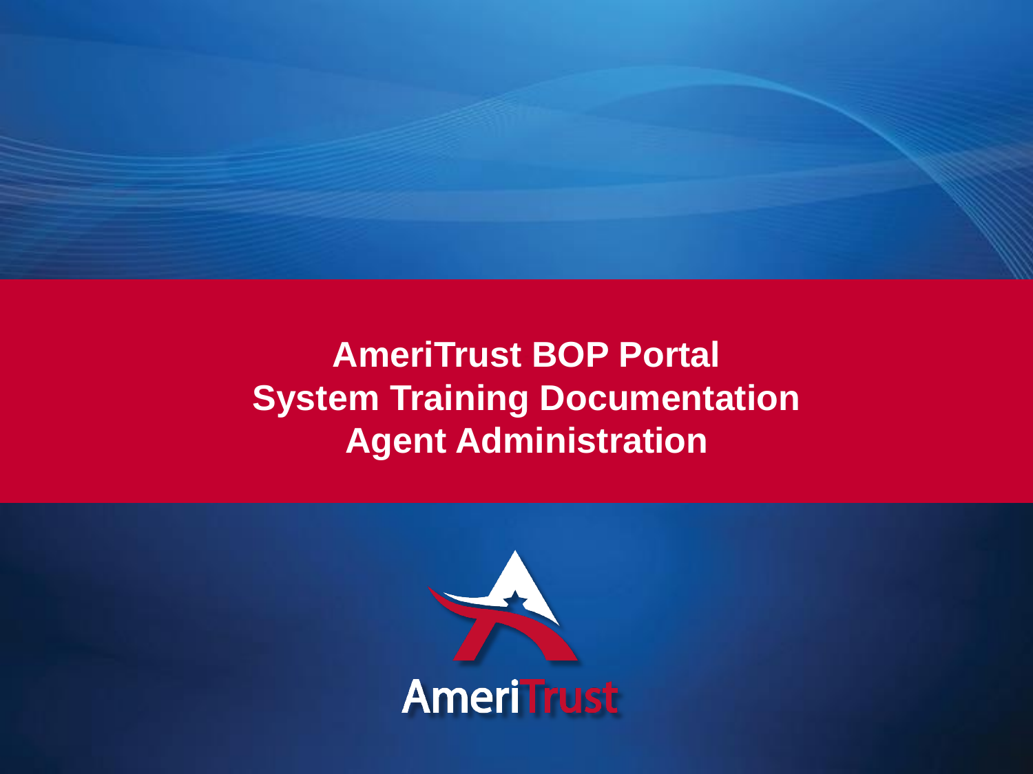# AmeriTrust BOP Portal
# System Training Documentation
# Agent Administration

AmeriTrust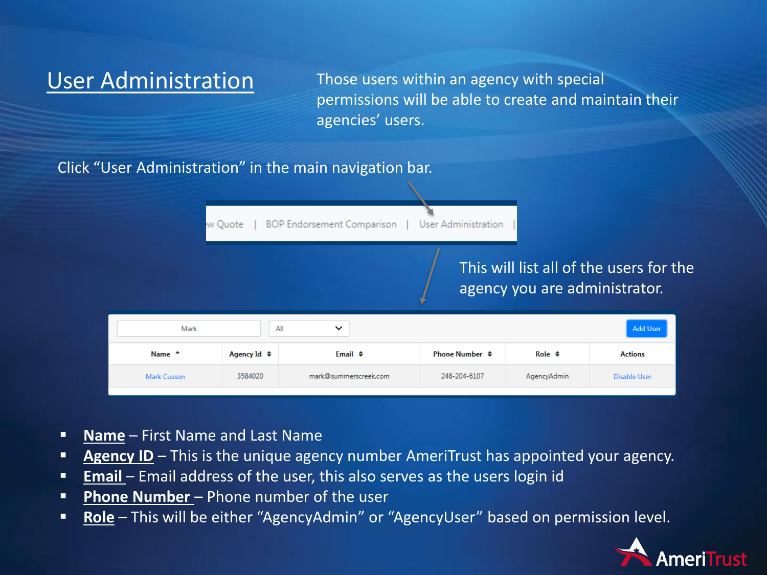# User Administration

Those users within an agency with special permissions will be able to create and maintain their agencies' users.

Click "User Administration" in the main navigation bar.

w Quote | BOP Endorsement Comparison | User Administration |

This will list all of the users for the agency you are administrator.

Mark | All | Add User

| Name | Agency Id | Email | Phone Number | Role | Actions |
|---|---|---|---|---|---|
| Mark Cusson | 3584020 | mark@summerscreek.com | 248-204-6107 | AgencyAdmin | Disable User |

- **Name** – First Name and Last Name
- **Agency ID** – This is the unique agency number AmeriTrust has appointed your agency.
- **Email** – Email address of the user, this also serves as the users login id
- **Phone Number** – Phone number of the user
- **Role** – This will be either "AgencyAdmin" or "AgencyUser" based on permission level.

AmeriTrust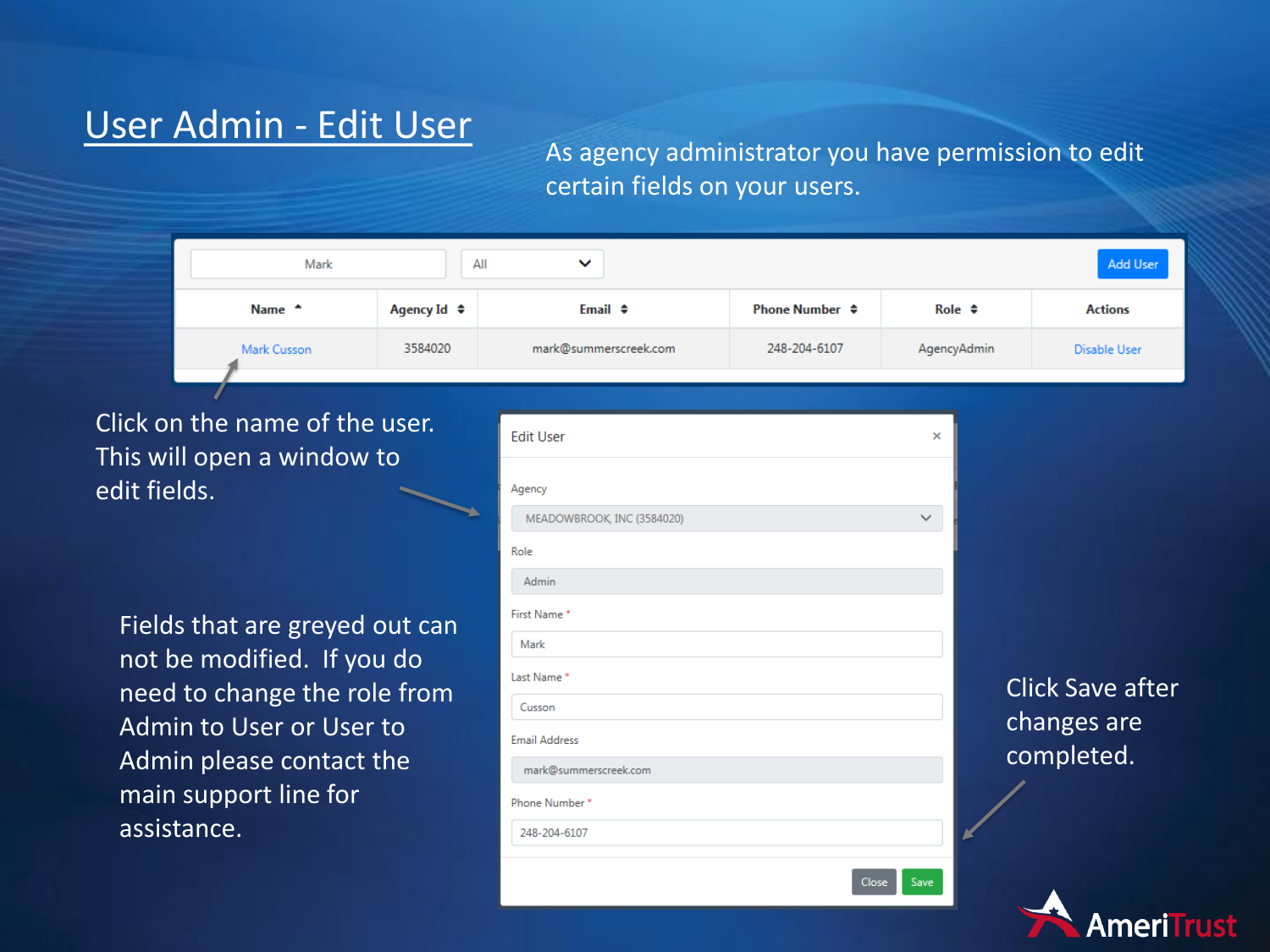# User Admin - Edit User

As agency administrator you have permission to edit certain fields on your users.

Mark | All | Add User

| Name | Agency Id | Email | Phone Number | Role | Actions |
|---|---|---|---|---|---|
| Mark Cusson | 3584020 | mark@summerscreek.com | 248-204-6107 | AgencyAdmin | Disable User |

Click on the name of the user. This will open a window to edit fields.

Edit User

Agency: MEADOWBROOK, INC (3584020)

Role: Admin

First Name *: Mark

Last Name *: Cusson

Email Address: mark@summerscreek.com

Phone Number *: 248-204-6107

Close | Save

Fields that are greyed out can not be modified. If you do need to change the role from Admin to User or User to Admin please contact the main support line for assistance.

Click Save after changes are completed.

AmeriTrust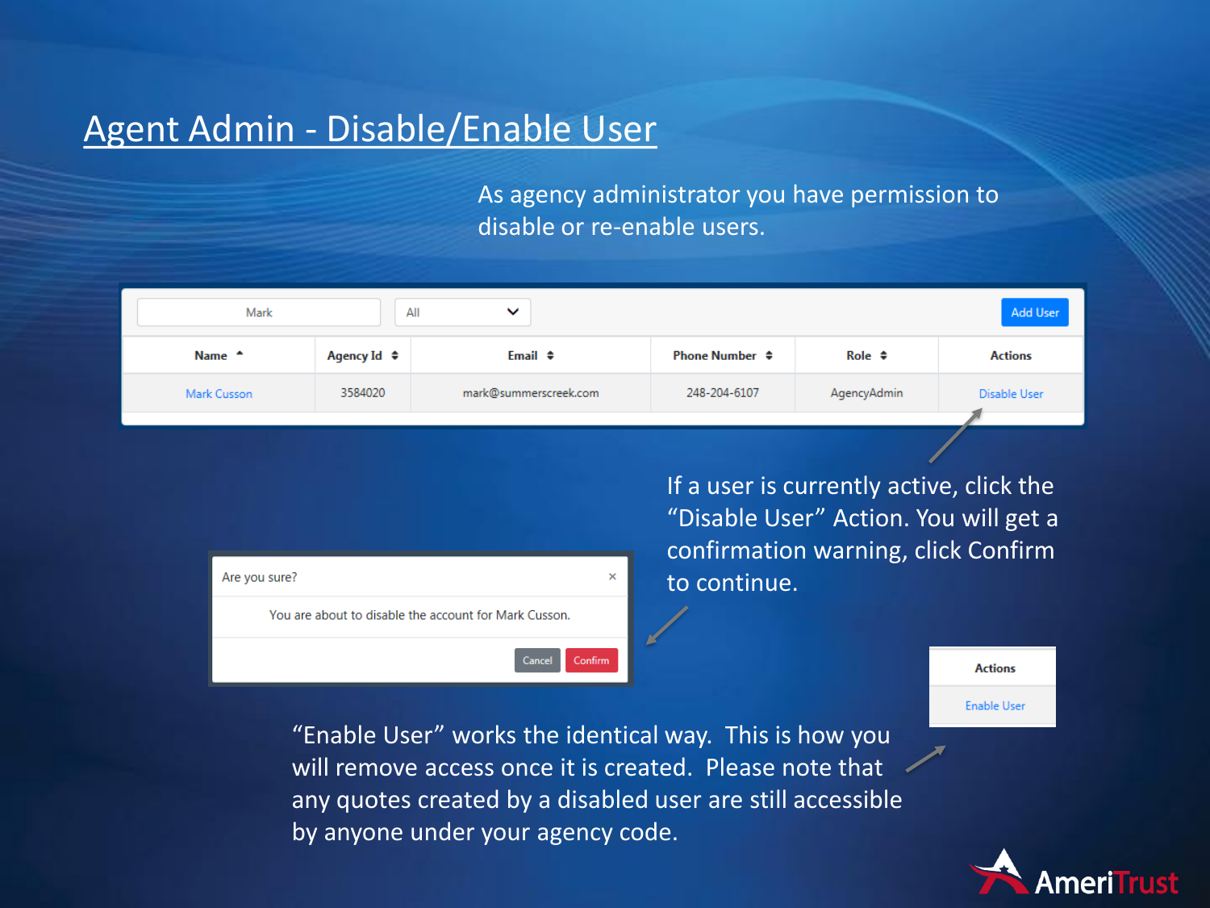# Agent Admin - Disable/Enable User

As agency administrator you have permission to disable or re-enable users.

Mark | All | Add User

| Name | Agency Id | Email | Phone Number | Role | Actions |
|---|---|---|---|---|---|
| Mark Cusson | 3584020 | mark@summerscreek.com | 248-204-6107 | AgencyAdmin | Disable User |

If a user is currently active, click the "Disable User" Action. You will get a confirmation warning, click Confirm to continue.

Are you sure? ×

You are about to disable the account for Mark Cusson.

Cancel | Confirm

| Actions |
|---|
| Enable User |

"Enable User" works the identical way. This is how you will remove access once it is created. Please note that any quotes created by a disabled user are still accessible by anyone under your agency code.

AmeriTrust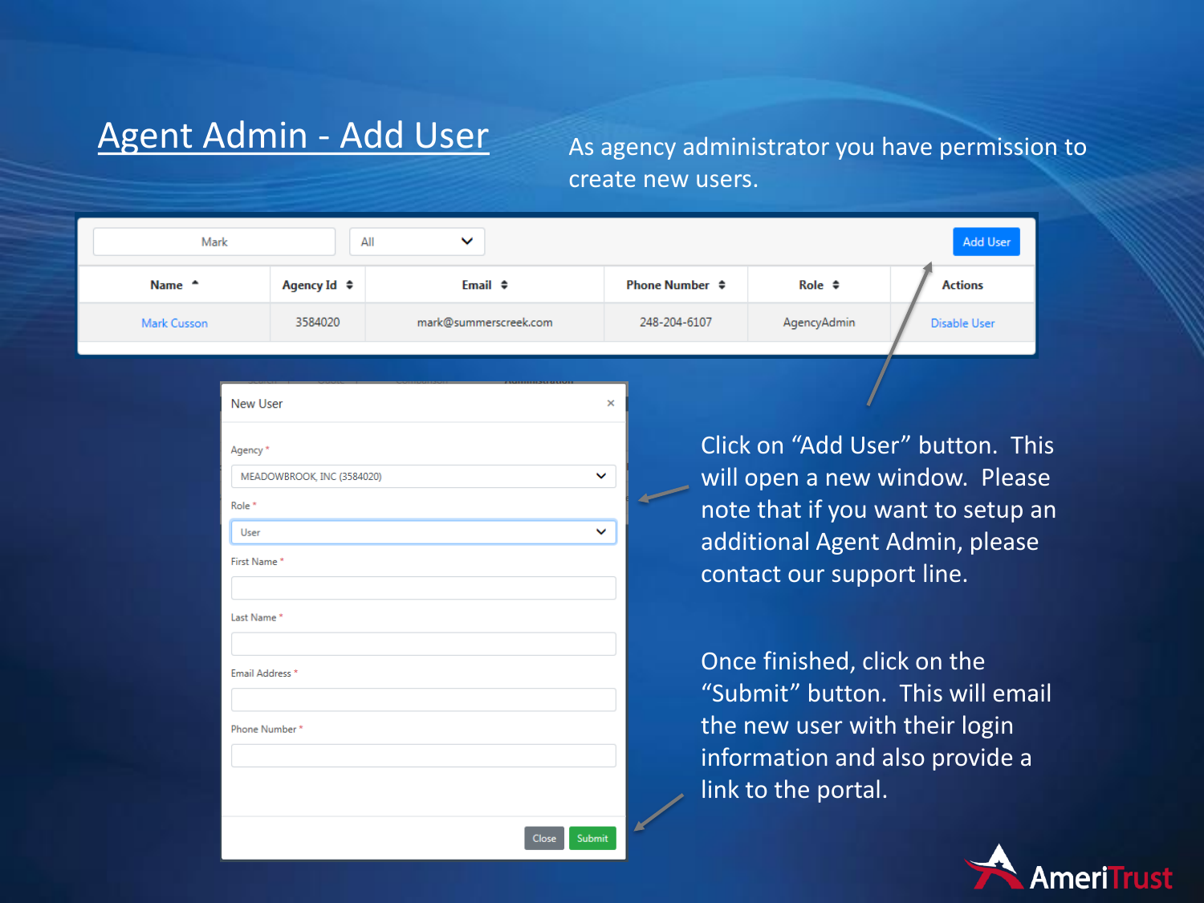# Agent Admin - Add User

As agency administrator you have permission to create new users.

| Name | Agency Id | Email | Phone Number | Role | Actions |
|---|---|---|---|---|---|
| Mark Cusson | 3584020 | mark@summerscreek.com | 248-204-6107 | AgencyAdmin | Disable User |

New User

Agency *
MEADOWBROOK, INC (3584020)

Role *
User

First Name *

Last Name *

Email Address *

Phone Number *

Close Submit

Click on "Add User" button. This will open a new window. Please note that if you want to setup an additional Agent Admin, please contact our support line.

Once finished, click on the "Submit" button. This will email the new user with their login information and also provide a link to the portal.

AmeriTrust